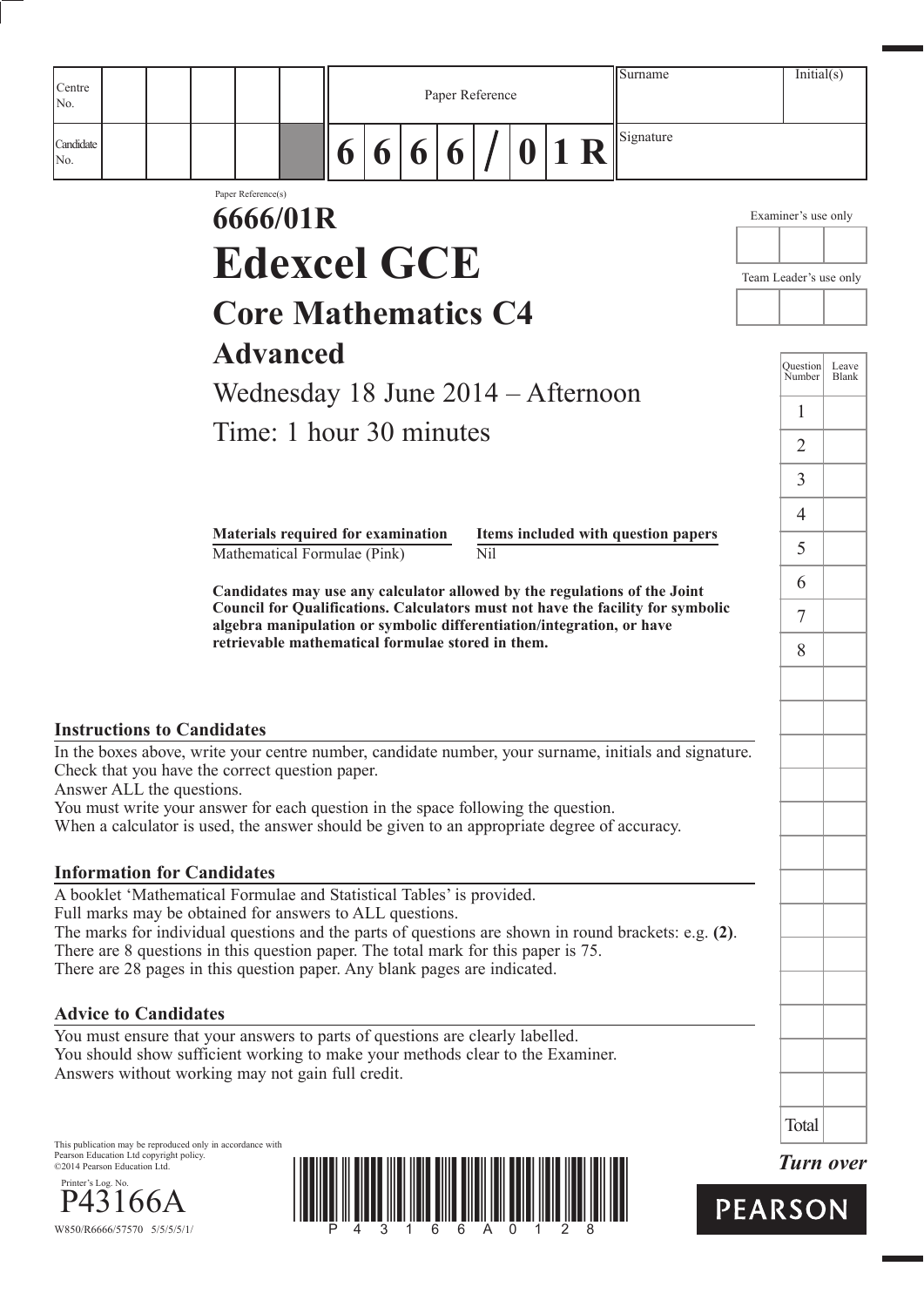| Centre No. | | | | | | Paper Reference | | | | | | | | Surname | Initial(s) |
|---|---|---|---|---|---|---|---|---|---|---|---|---|---|---|---|
| Candidate No. | | | | | | 6 | 6 | 6 | 6 | / | 0 | 1 R | | Signature | |

Paper Reference(s)

# 6666/01R

# Edexcel GCE

## Core Mathematics C4

## Advanced

Wednesday 18 June 2014 – Afternoon

Time: 1 hour 30 minutes

| Materials required for examination | Items included with question papers |
|---|---|
| Mathematical Formulae (Pink) | Nil |

**Candidates may use any calculator allowed by the regulations of the Joint Council for Qualifications. Calculators must not have the facility for symbolic algebra manipulation or symbolic differentiation/integration, or have retrievable mathematical formulae stored in them.**

Examiner's use only

Team Leader's use only

| Question Number | Leave Blank |
|---|---|
| 1 | |
| 2 | |
| 3 | |
| 4 | |
| 5 | |
| 6 | |
| 7 | |
| 8 | |
| Total | |

### Instructions to Candidates

In the boxes above, write your centre number, candidate number, your surname, initials and signature.
Check that you have the correct question paper.
Answer ALL the questions.
You must write your answer for each question in the space following the question.
When a calculator is used, the answer should be given to an appropriate degree of accuracy.

### Information for Candidates

A booklet 'Mathematical Formulae and Statistical Tables' is provided.
Full marks may be obtained for answers to ALL questions.
The marks for individual questions and the parts of questions are shown in round brackets: e.g. **(2)**.
There are 8 questions in this question paper. The total mark for this paper is 75.
There are 28 pages in this question paper. Any blank pages are indicated.

### Advice to Candidates

You must ensure that your answers to parts of questions are clearly labelled.
You should show sufficient working to make your methods clear to the Examiner.
Answers without working may not gain full credit.

This publication may be reproduced only in accordance with Pearson Education Ltd copyright policy.
©2014 Pearson Education Ltd.

Printer's Log. No.
P43166A
W850/R6666/57570 5/5/5/5/1/

*Turn over*

PEARSON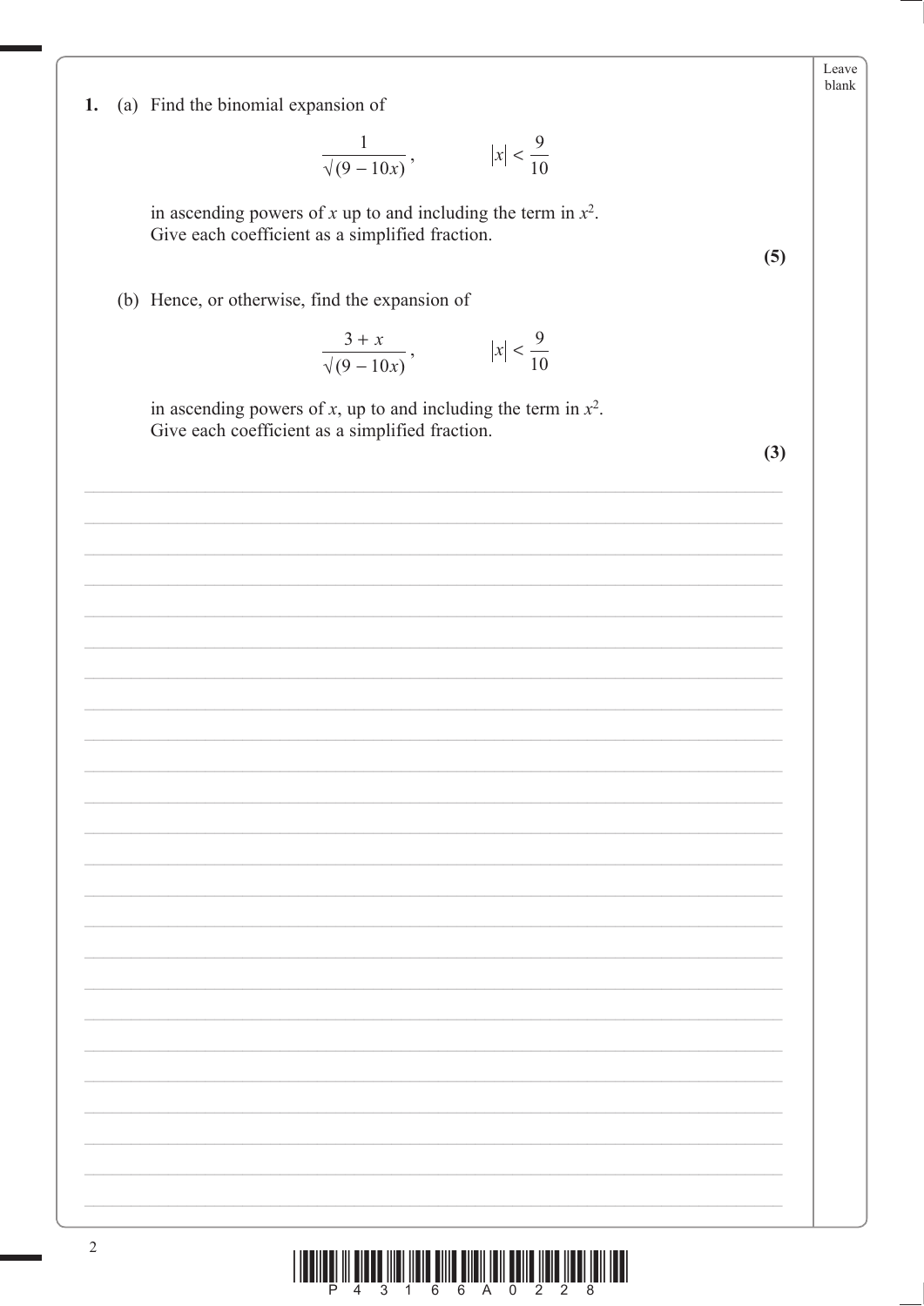**1.** (a) Find the binomial expansion of

$$\frac{1}{\sqrt{(9-10x)}}, \qquad |x| < \frac{9}{10}$$

in ascending powers of $x$ up to and including the term in $x^2$.
Give each coefficient as a simplified fraction.

**(5)**

(b) Hence, or otherwise, find the expansion of

$$\frac{3+x}{\sqrt{(9-10x)}}, \qquad |x| < \frac{9}{10}$$

in ascending powers of $x$, up to and including the term in $x^2$.
Give each coefficient as a simplified fraction.

**(3)**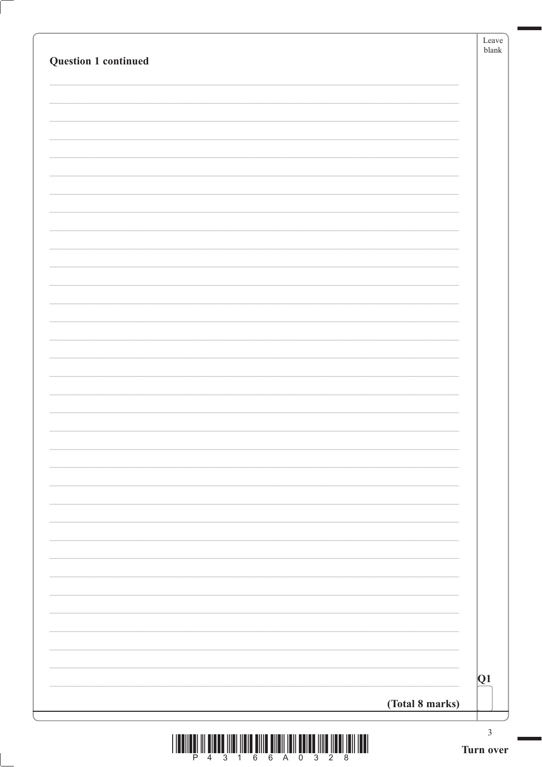**Question 1 continued**

**(Total 8 marks)**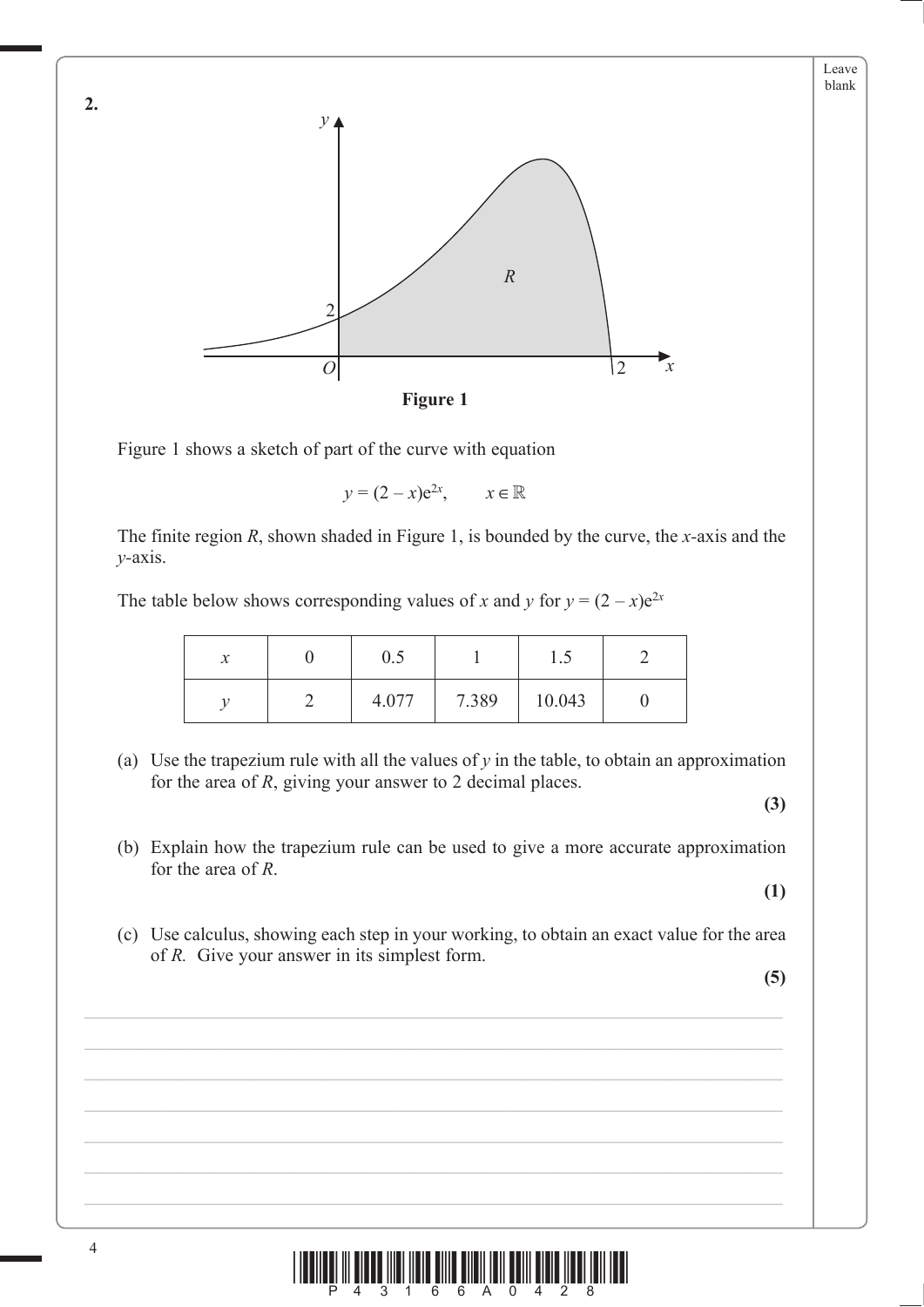**2.**

**Figure 1**

Figure 1 shows a sketch of part of the curve with equation

$$y = (2 - x)e^{2x}, \qquad x \in \mathbb{R}$$

The finite region $R$, shown shaded in Figure 1, is bounded by the curve, the $x$-axis and the $y$-axis.

The table below shows corresponding values of $x$ and $y$ for $y = (2 - x)e^{2x}$

| $x$ | 0 | 0.5 | 1 | 1.5 | 2 |
|---|---|---|---|---|---|
| $y$ | 2 | 4.077 | 7.389 | 10.043 | 0 |

(a) Use the trapezium rule with all the values of $y$ in the table, to obtain an approximation for the area of $R$, giving your answer to 2 decimal places.

**(3)**

(b) Explain how the trapezium rule can be used to give a more accurate approximation for the area of $R$.

**(1)**

(c) Use calculus, showing each step in your working, to obtain an exact value for the area of $R$. Give your answer in its simplest form.

**(5)**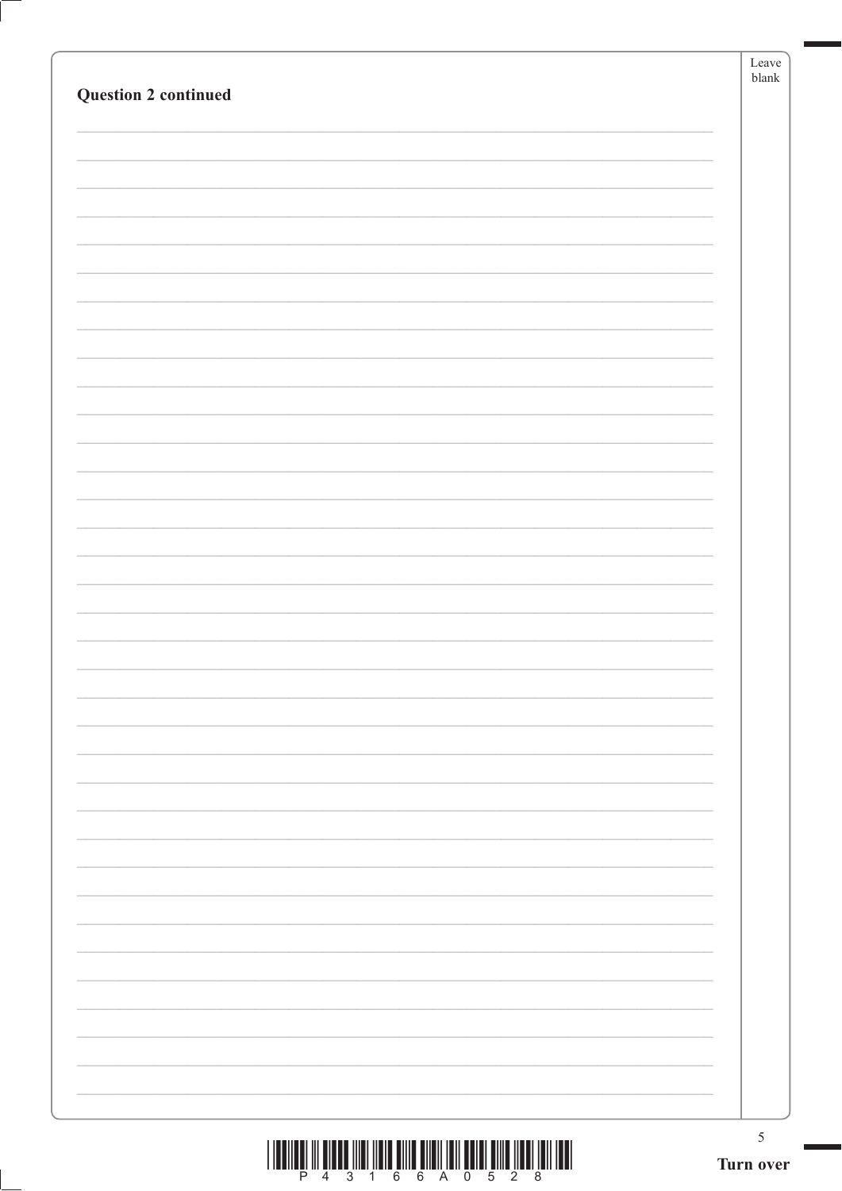**Question 2 continued**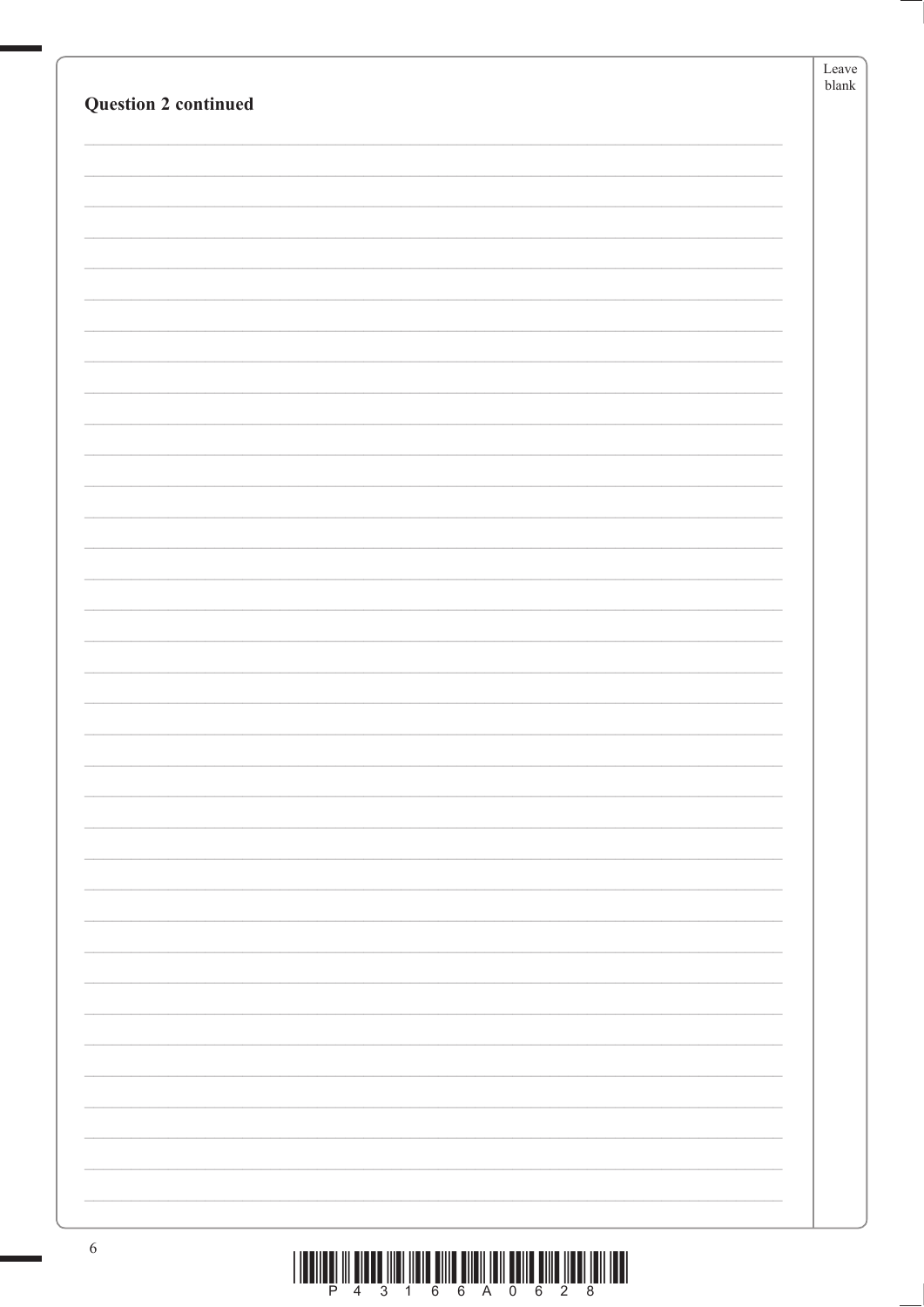**Question 2 continued**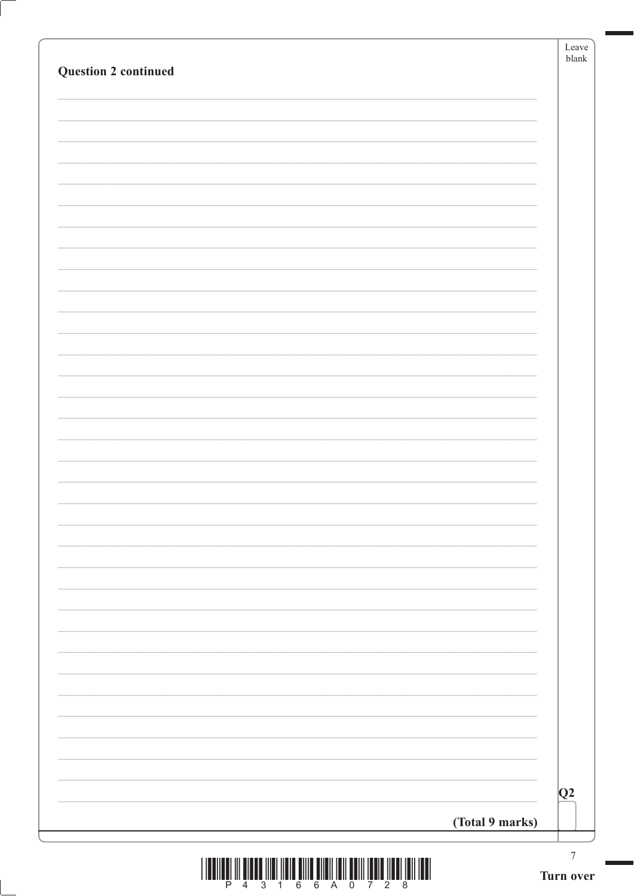**Question 2 continued**

**Q2**

**(Total 9 marks)**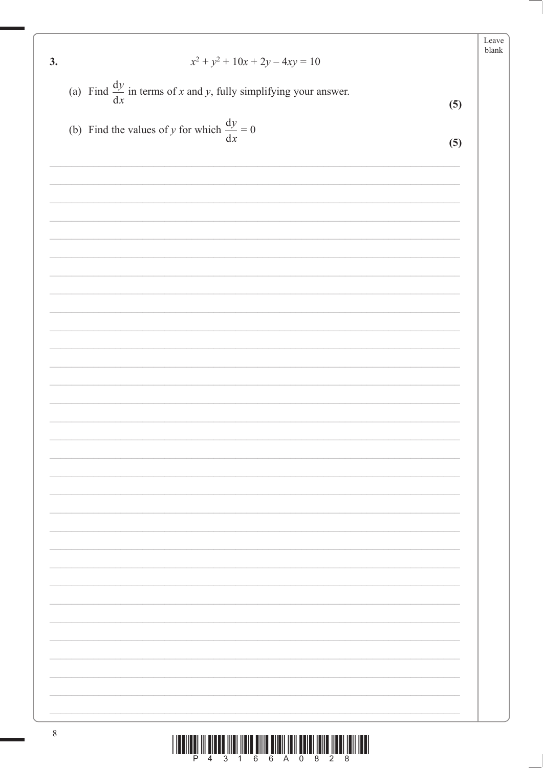**3.**

$$x^2 + y^2 + 10x + 2y - 4xy = 10$$

(a) Find $\frac{dy}{dx}$ in terms of $x$ and $y$, fully simplifying your answer.

**(5)**

(b) Find the values of $y$ for which $\frac{dy}{dx} = 0$

**(5)**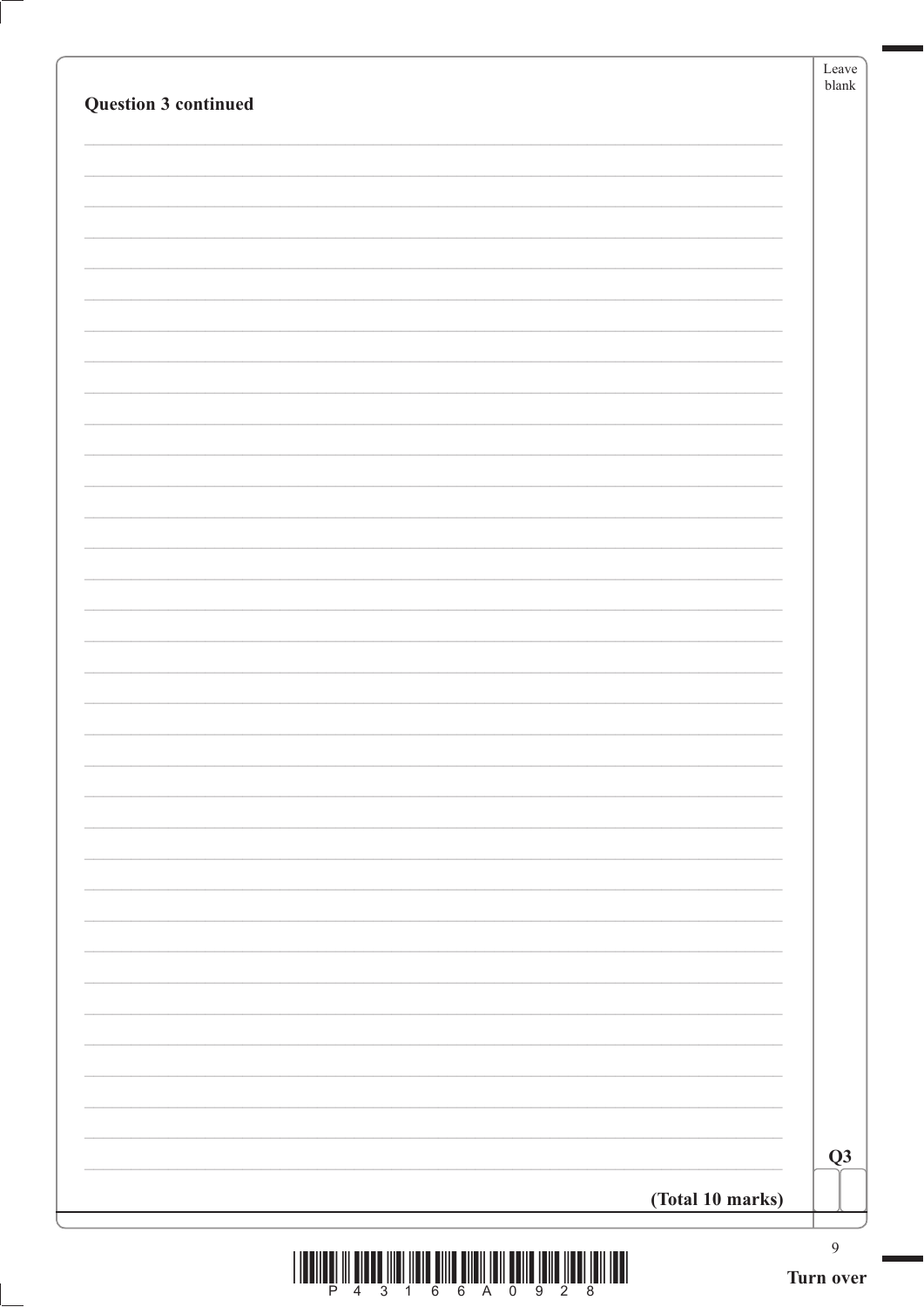**Question 3 continued**

**(Total 10 marks)**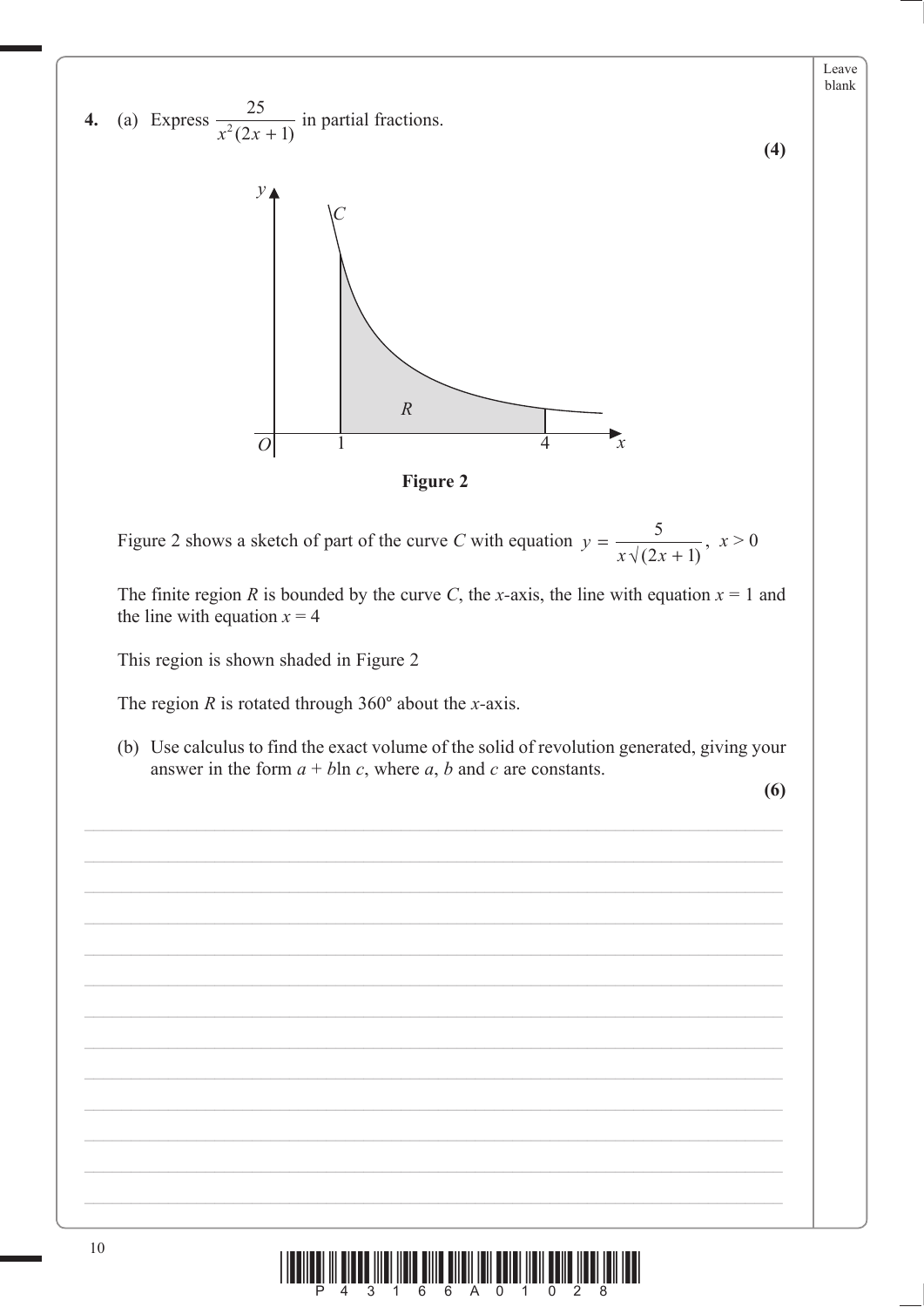**4.** (a) Express $\dfrac{25}{x^2(2x+1)}$ in partial fractions.

**(4)**

Figure 2

Figure 2 shows a sketch of part of the curve $C$ with equation $y = \dfrac{5}{x\sqrt{(2x+1)}}$, $x > 0$

The finite region $R$ is bounded by the curve $C$, the $x$-axis, the line with equation $x = 1$ and the line with equation $x = 4$

This region is shown shaded in Figure 2

The region $R$ is rotated through 360° about the $x$-axis.

(b) Use calculus to find the exact volume of the solid of revolution generated, giving your answer in the form $a + b\ln c$, where $a$, $b$ and $c$ are constants.

**(6)**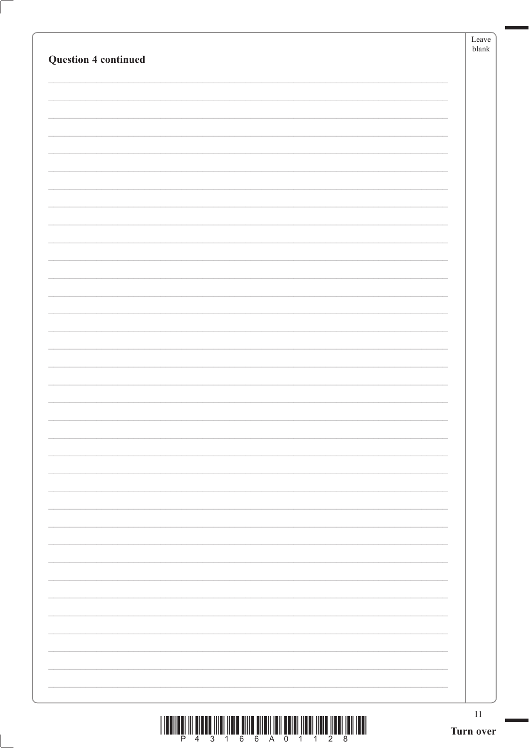**Question 4 continued**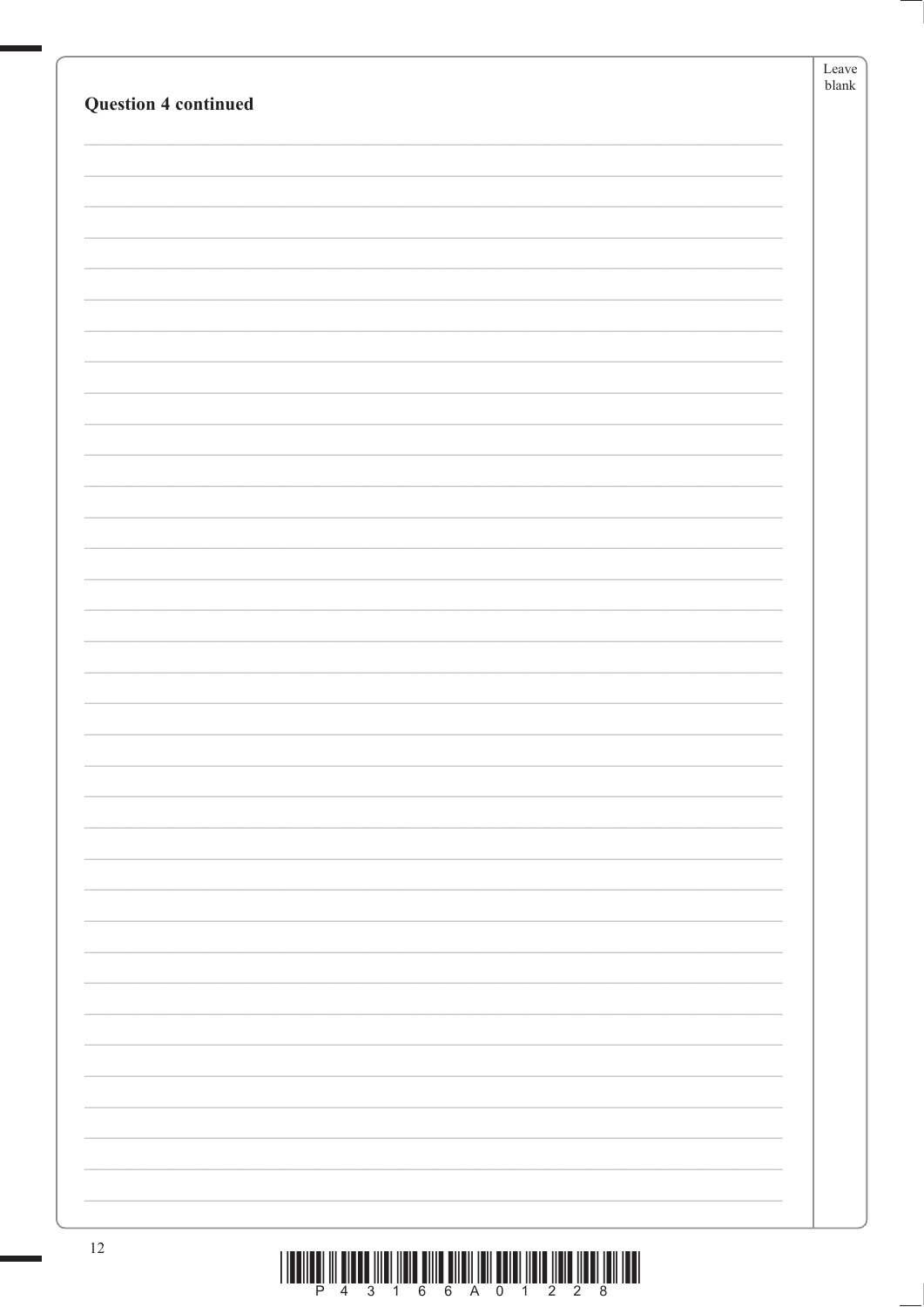**Question 4 continued**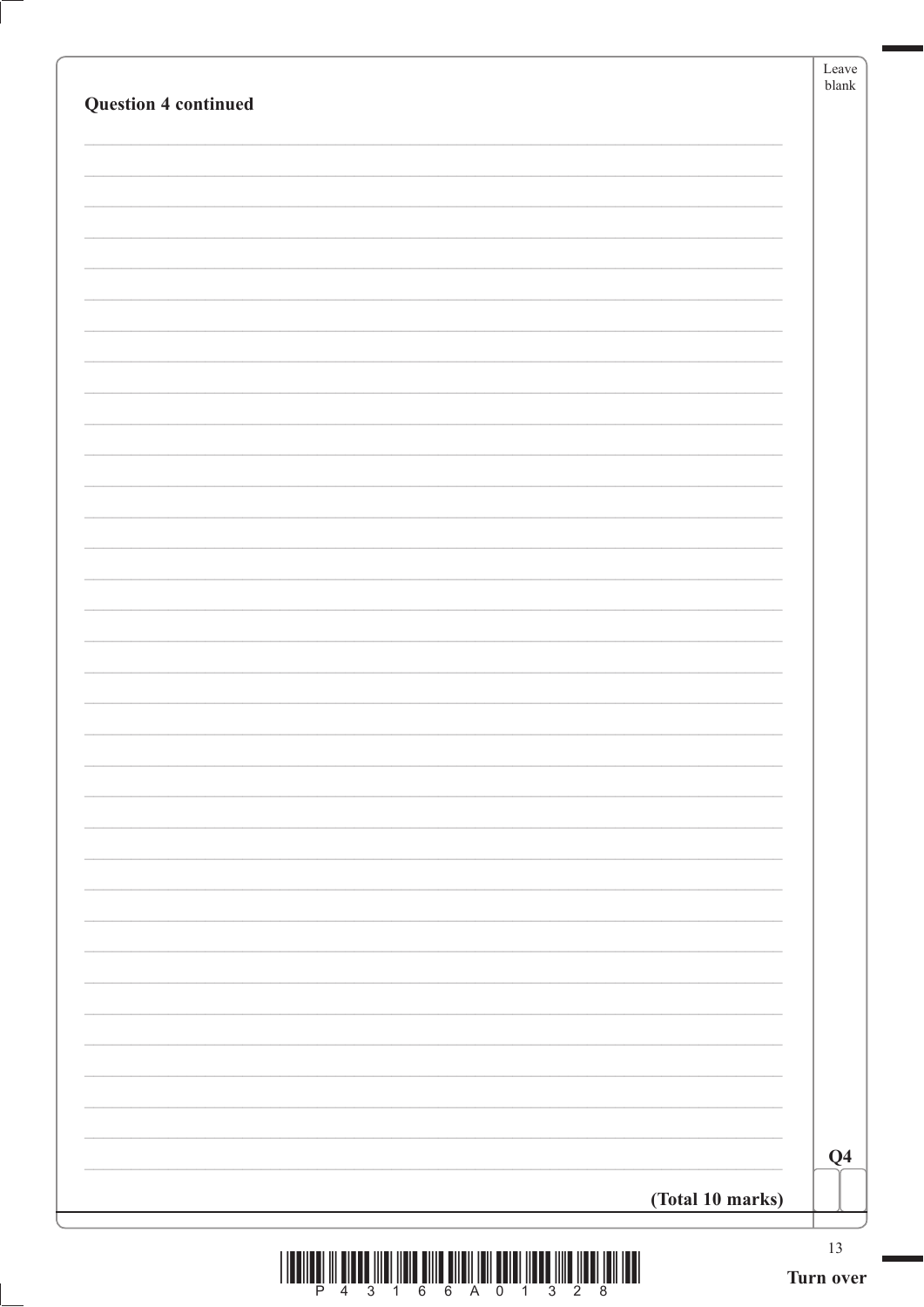**Question 4 continued**

**Q4**

**(Total 10 marks)**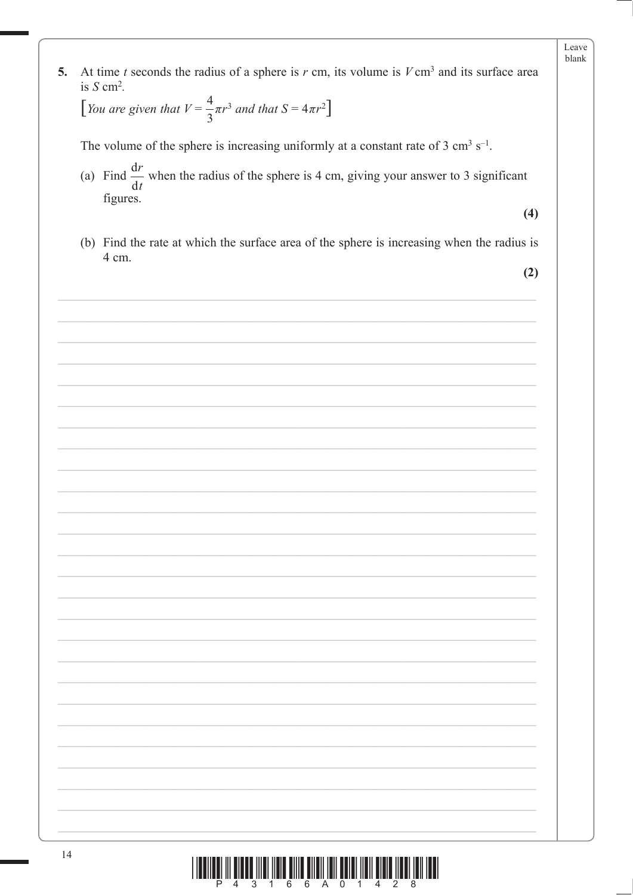**5.** At time $t$ seconds the radius of a sphere is $r$ cm, its volume is $V$ cm$^3$ and its surface area is $S$ cm$^2$.

[*You are given that* $V = \frac{4}{3}\pi r^3$ *and that* $S = 4\pi r^2$]

The volume of the sphere is increasing uniformly at a constant rate of 3 cm$^3$ s$^{-1}$.

(a) Find $\frac{\mathrm{d}r}{\mathrm{d}t}$ when the radius of the sphere is 4 cm, giving your answer to 3 significant figures.

**(4)**

(b) Find the rate at which the surface area of the sphere is increasing when the radius is 4 cm.

**(2)**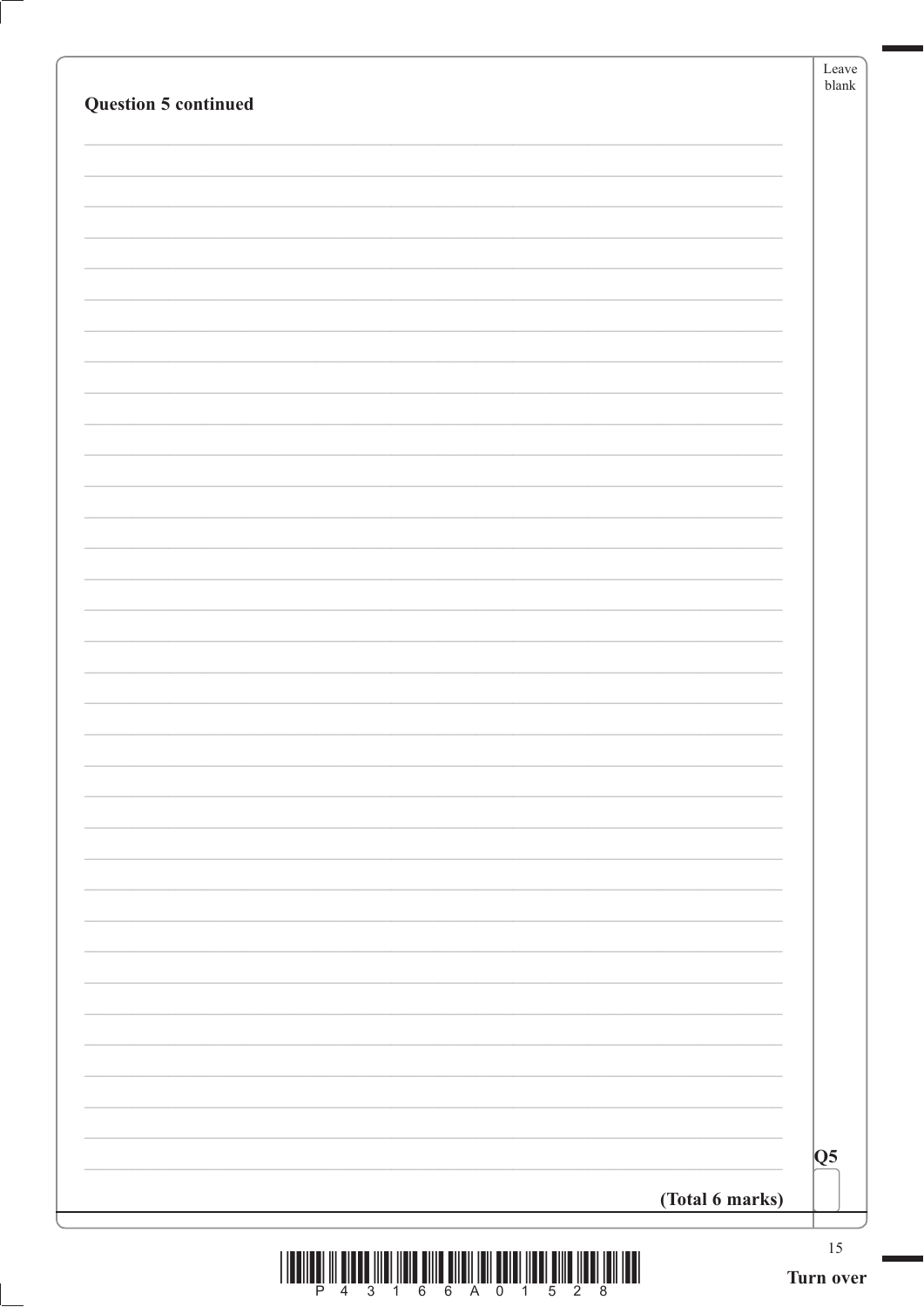**Question 5 continued**

**Q5**

**(Total 6 marks)**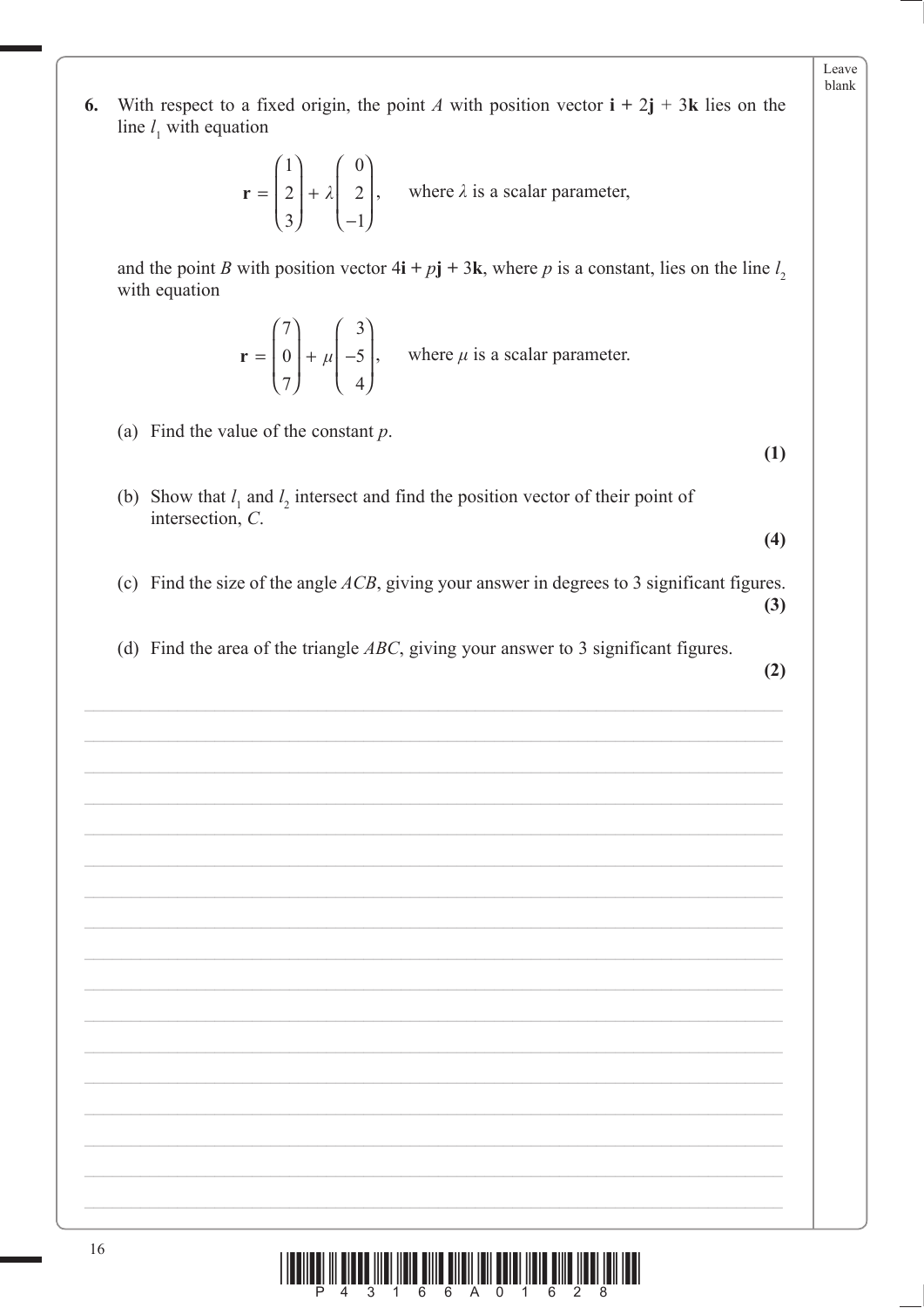**6.** With respect to a fixed origin, the point $A$ with position vector $\mathbf{i} + 2\mathbf{j} + 3\mathbf{k}$ lies on the line $l_1$ with equation

$$\mathbf{r} = \begin{pmatrix} 1 \\ 2 \\ 3 \end{pmatrix} + \lambda \begin{pmatrix} 0 \\ 2 \\ -1 \end{pmatrix}, \quad \text{where } \lambda \text{ is a scalar parameter,}$$

and the point $B$ with position vector $4\mathbf{i} + p\mathbf{j} + 3\mathbf{k}$, where $p$ is a constant, lies on the line $l_2$ with equation

$$\mathbf{r} = \begin{pmatrix} 7 \\ 0 \\ 7 \end{pmatrix} + \mu \begin{pmatrix} 3 \\ -5 \\ 4 \end{pmatrix}, \quad \text{where } \mu \text{ is a scalar parameter.}$$

(a) Find the value of the constant $p$.
**(1)**

(b) Show that $l_1$ and $l_2$ intersect and find the position vector of their point of intersection, $C$.
**(4)**

(c) Find the size of the angle $ACB$, giving your answer in degrees to 3 significant figures.
**(3)**

(d) Find the area of the triangle $ABC$, giving your answer to 3 significant figures.
**(2)**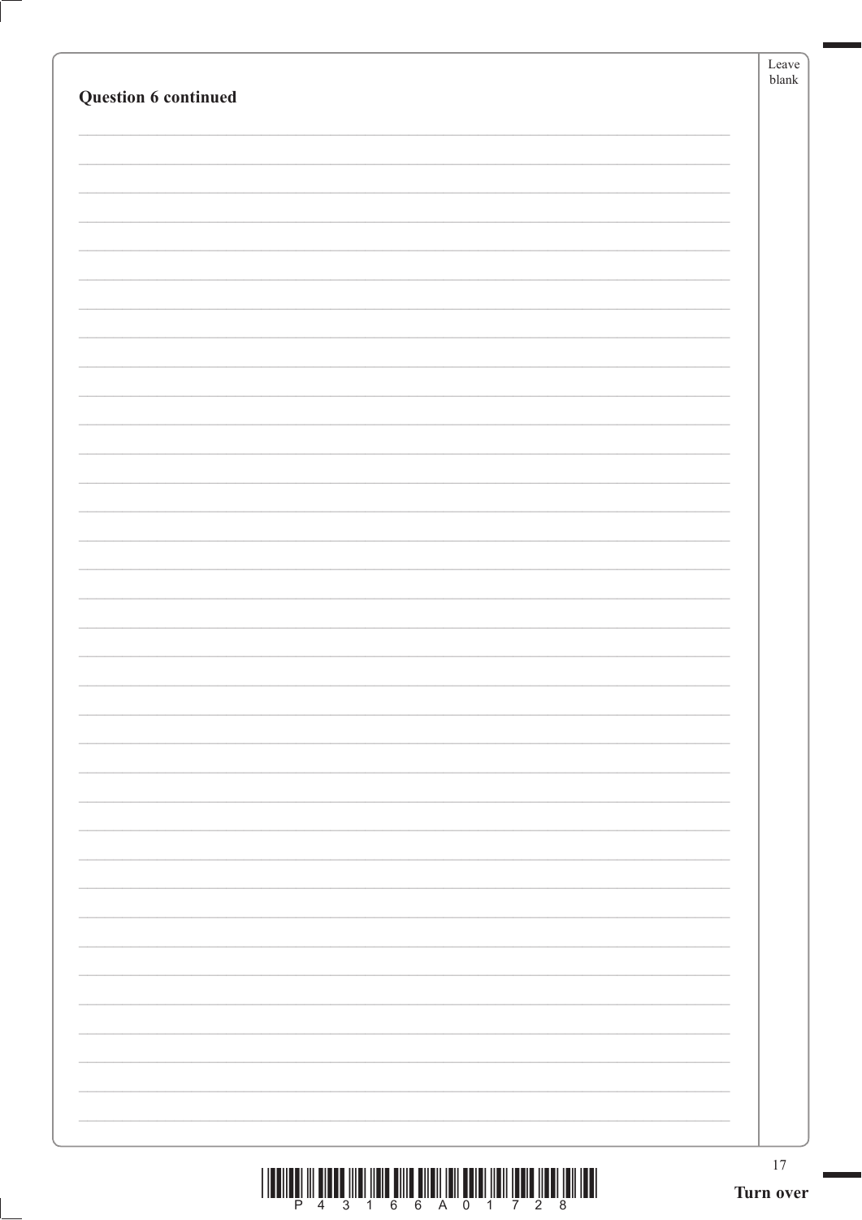**Question 6 continued**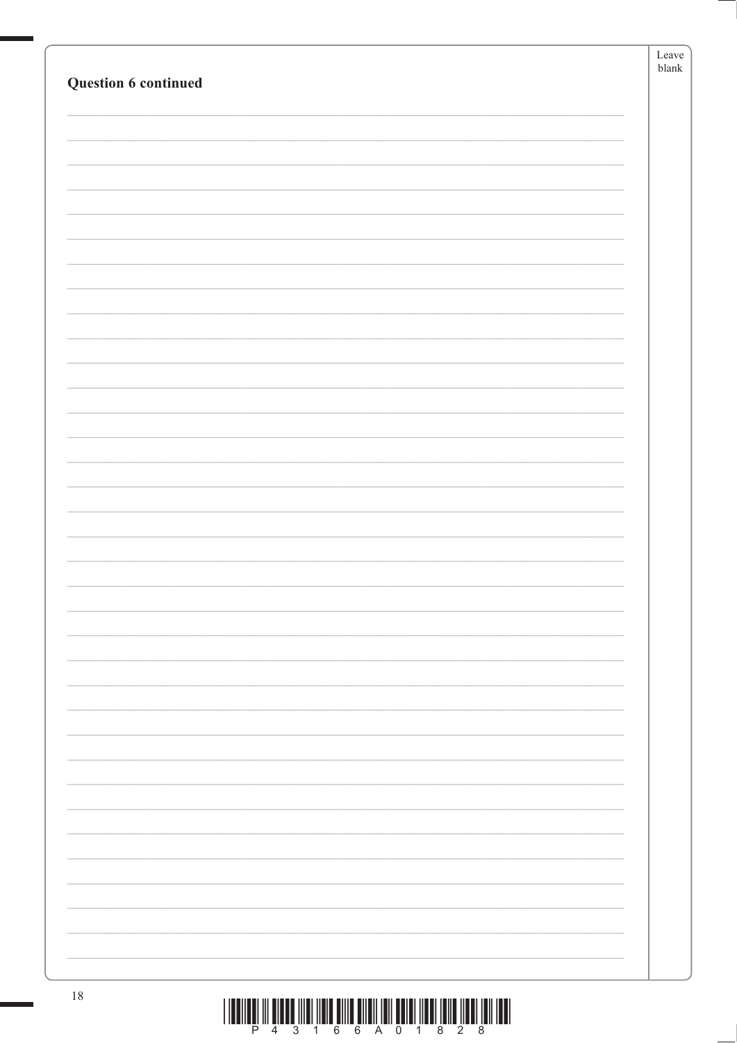**Question 6 continued**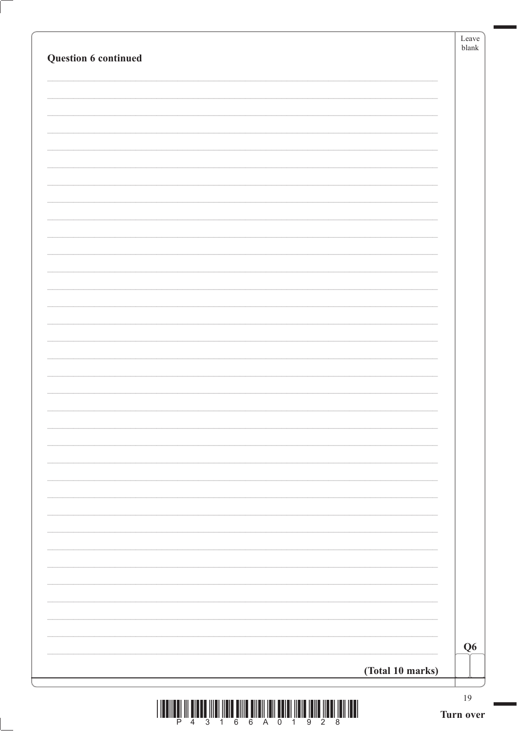**Question 6 continued**

**(Total 10 marks)**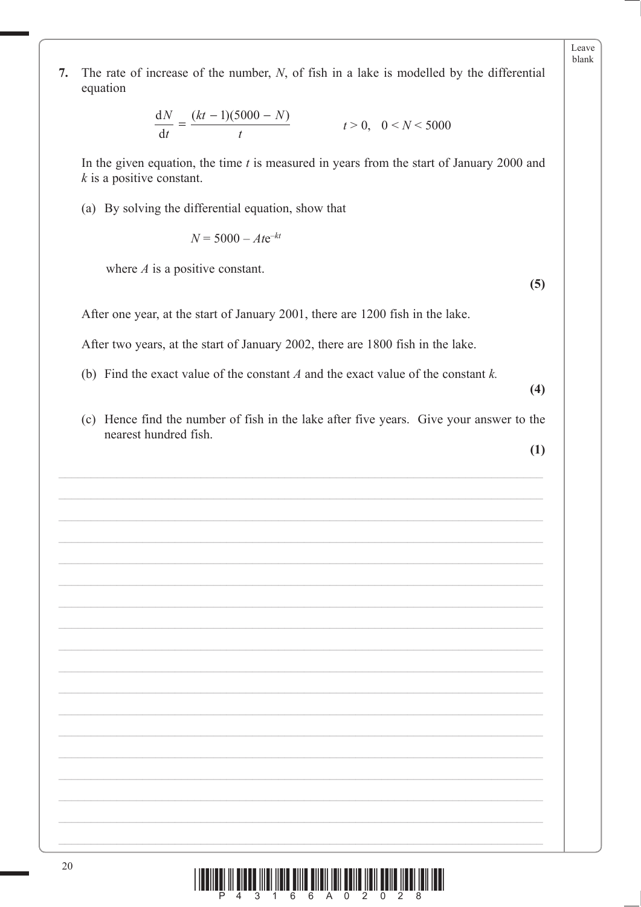**7.** The rate of increase of the number, $N$, of fish in a lake is modelled by the differential equation

$$\frac{\mathrm{d}N}{\mathrm{d}t} = \frac{(kt - 1)(5000 - N)}{t} \qquad t > 0, \quad 0 < N < 5000$$

In the given equation, the time $t$ is measured in years from the start of January 2000 and $k$ is a positive constant.

(a) By solving the differential equation, show that

$$N = 5000 - Ate^{-kt}$$

where $A$ is a positive constant.

**(5)**

After one year, at the start of January 2001, there are 1200 fish in the lake.

After two years, at the start of January 2002, there are 1800 fish in the lake.

(b) Find the exact value of the constant $A$ and the exact value of the constant $k$.

**(4)**

(c) Hence find the number of fish in the lake after five years. Give your answer to the nearest hundred fish.

**(1)**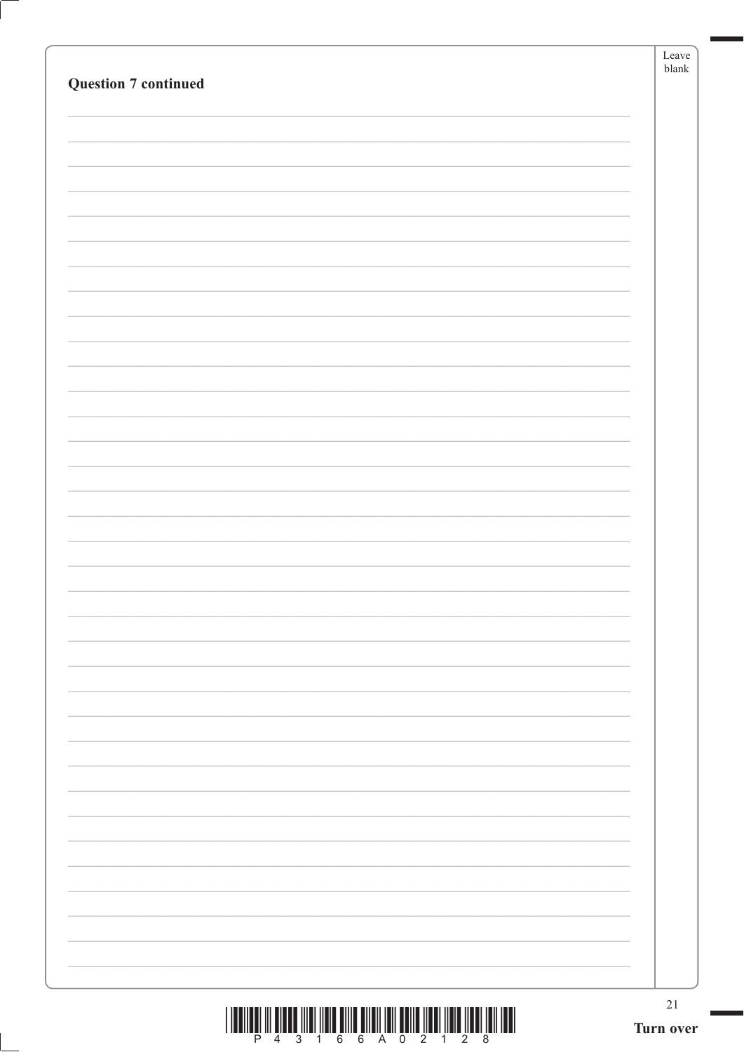**Question 7 continued**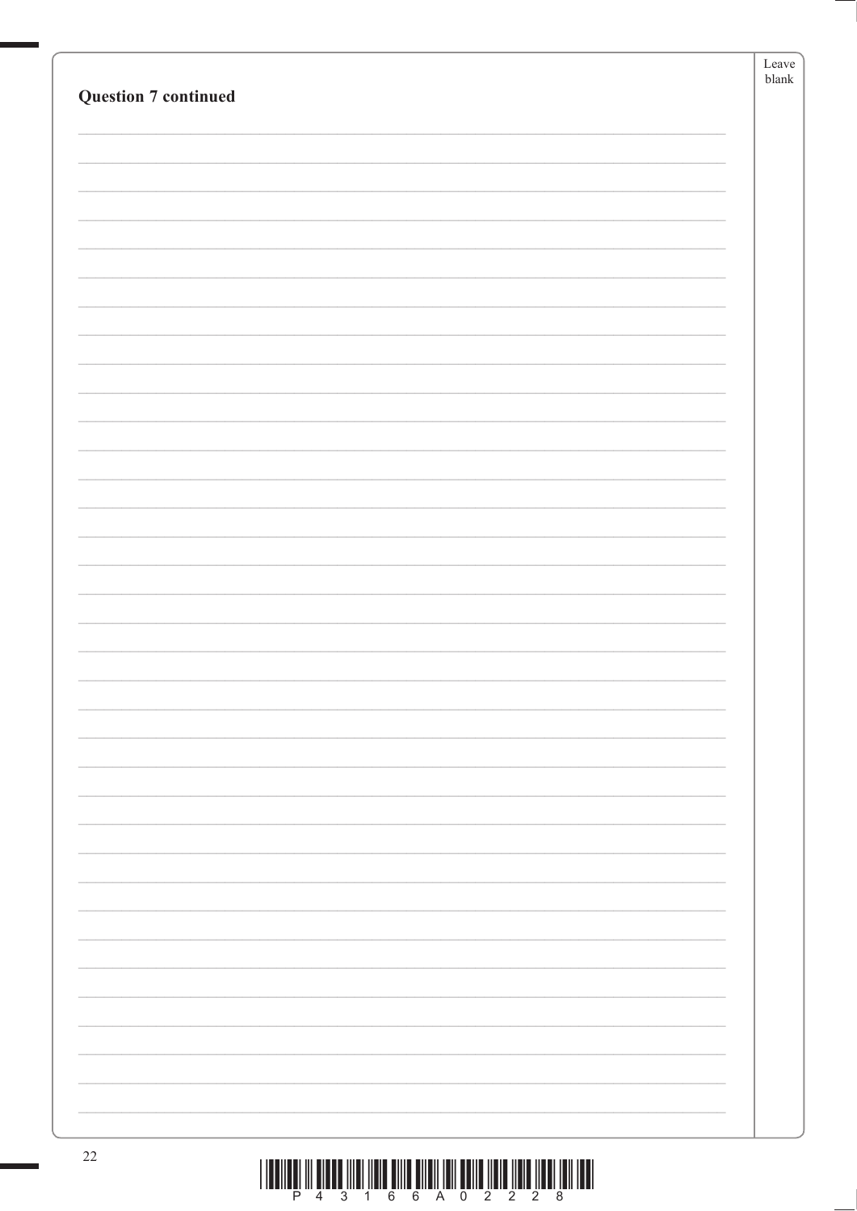**Question 7 continued**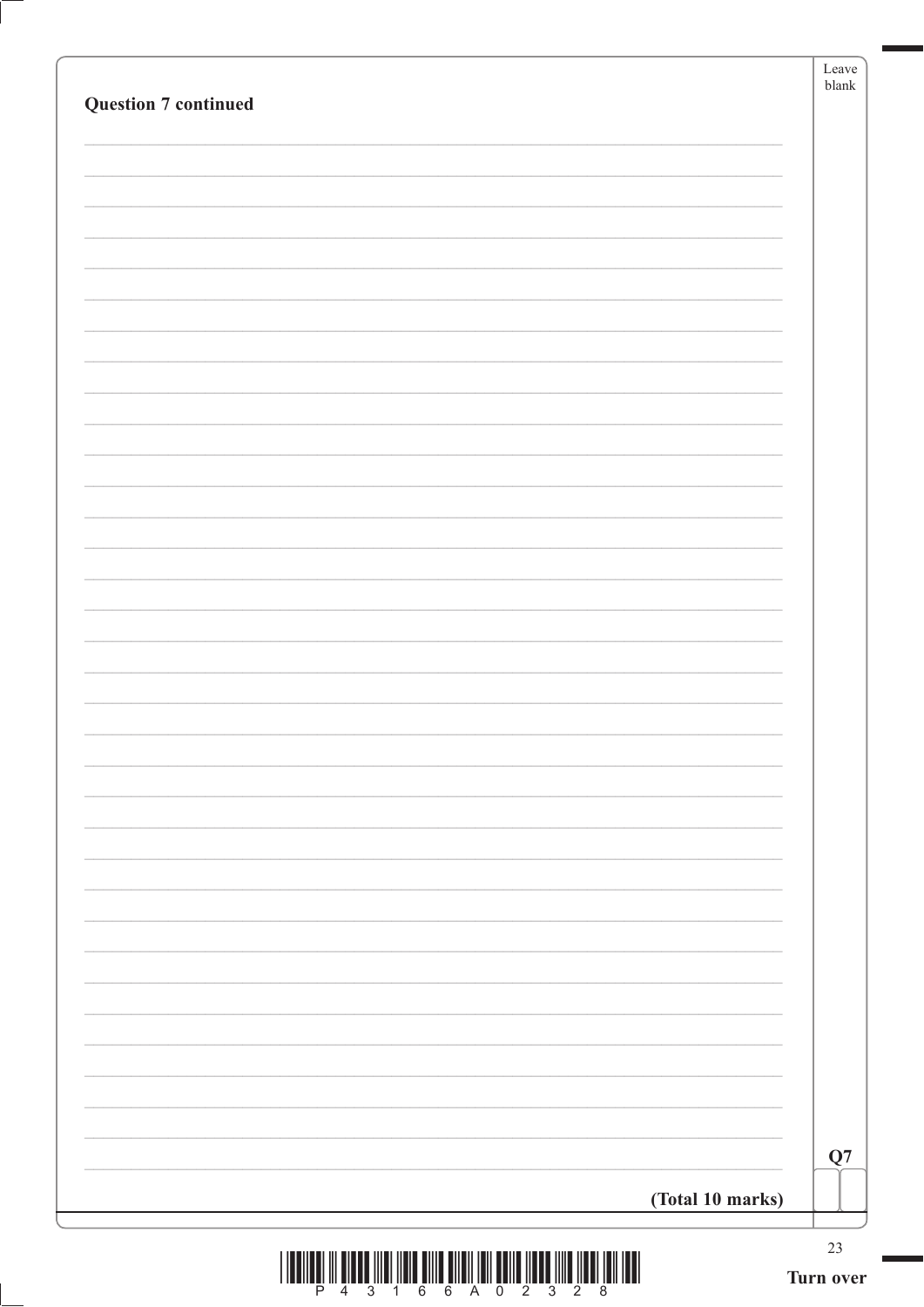**Question 7 continued**

**(Total 10 marks)**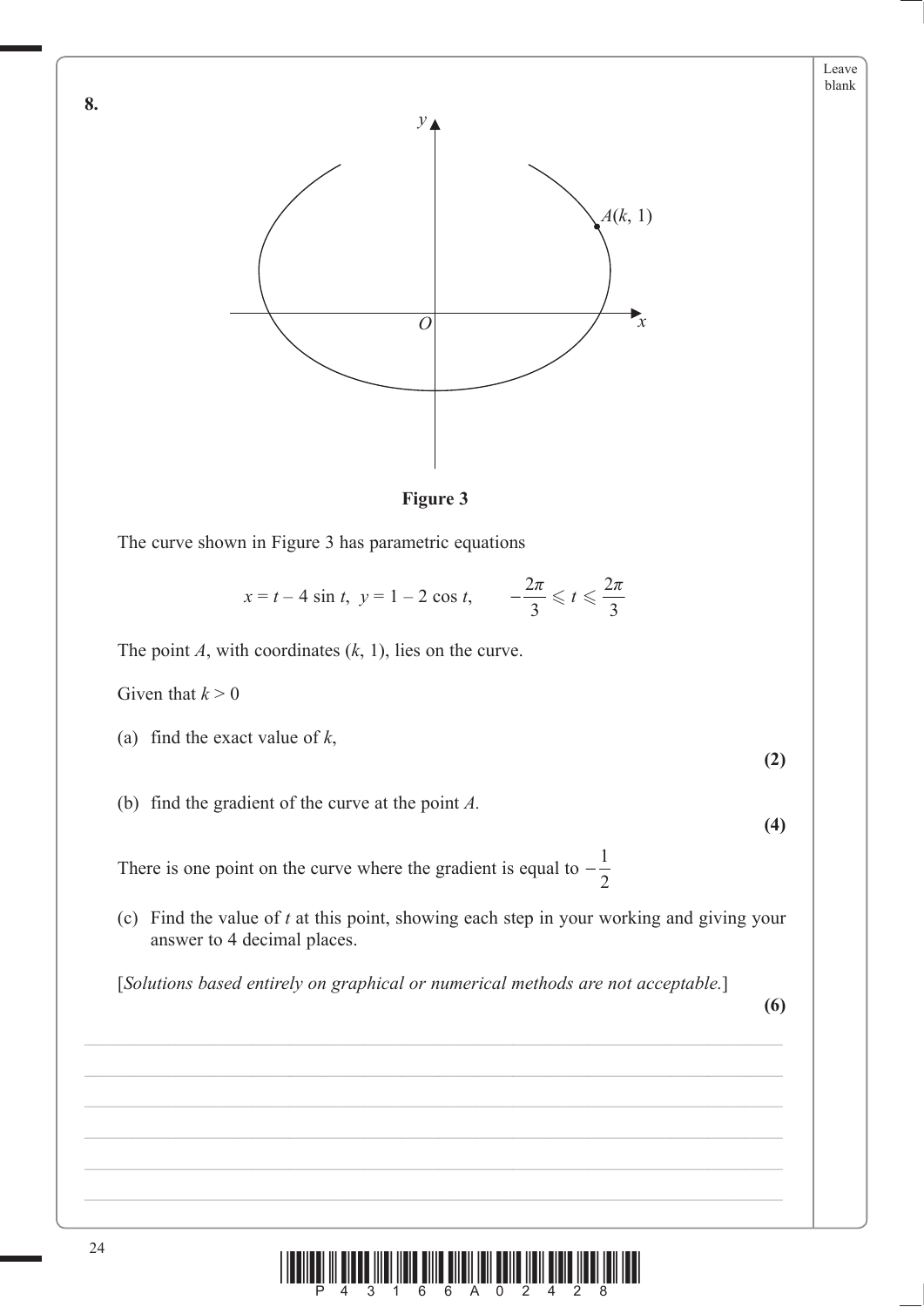**8.**

**Figure 3**

The curve shown in Figure 3 has parametric equations

$$x = t - 4\sin t, \quad y = 1 - 2\cos t, \qquad -\frac{2\pi}{3} \leqslant t \leqslant \frac{2\pi}{3}$$

The point $A$, with coordinates $(k, 1)$, lies on the curve.

Given that $k > 0$

(a) find the exact value of $k$,

**(2)**

(b) find the gradient of the curve at the point $A$.

**(4)**

There is one point on the curve where the gradient is equal to $-\frac{1}{2}$

(c) Find the value of $t$ at this point, showing each step in your working and giving your answer to 4 decimal places.

[*Solutions based entirely on graphical or numerical methods are not acceptable.*]

**(6)**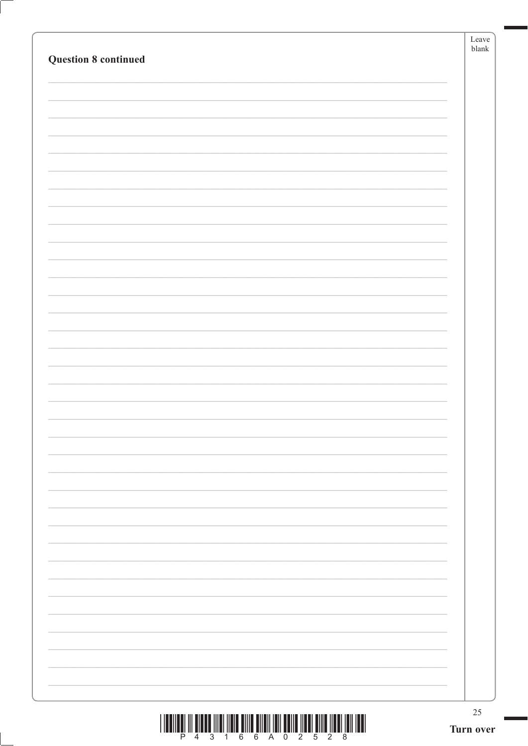**Question 8 continued**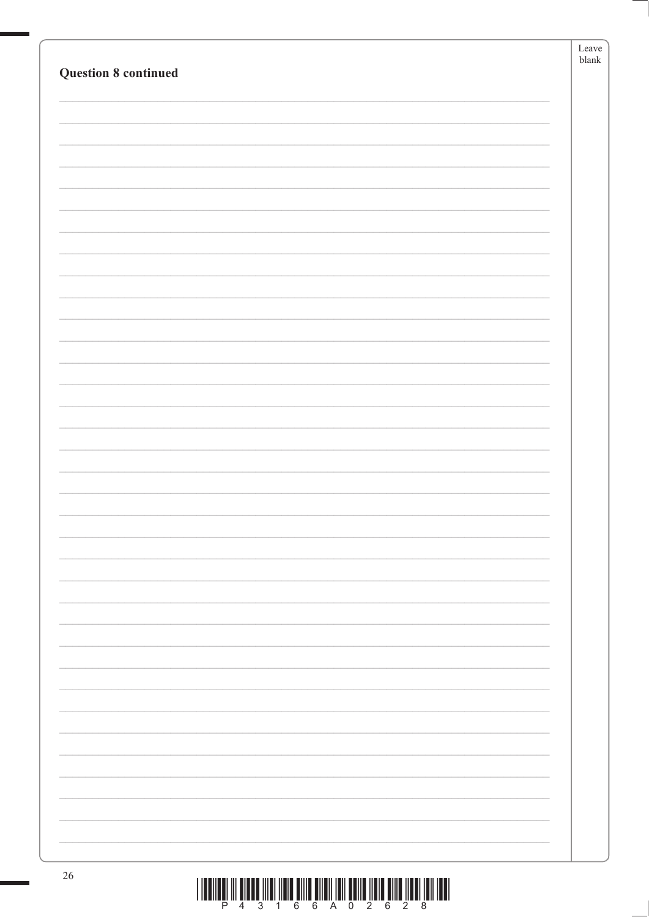**Question 8 continued**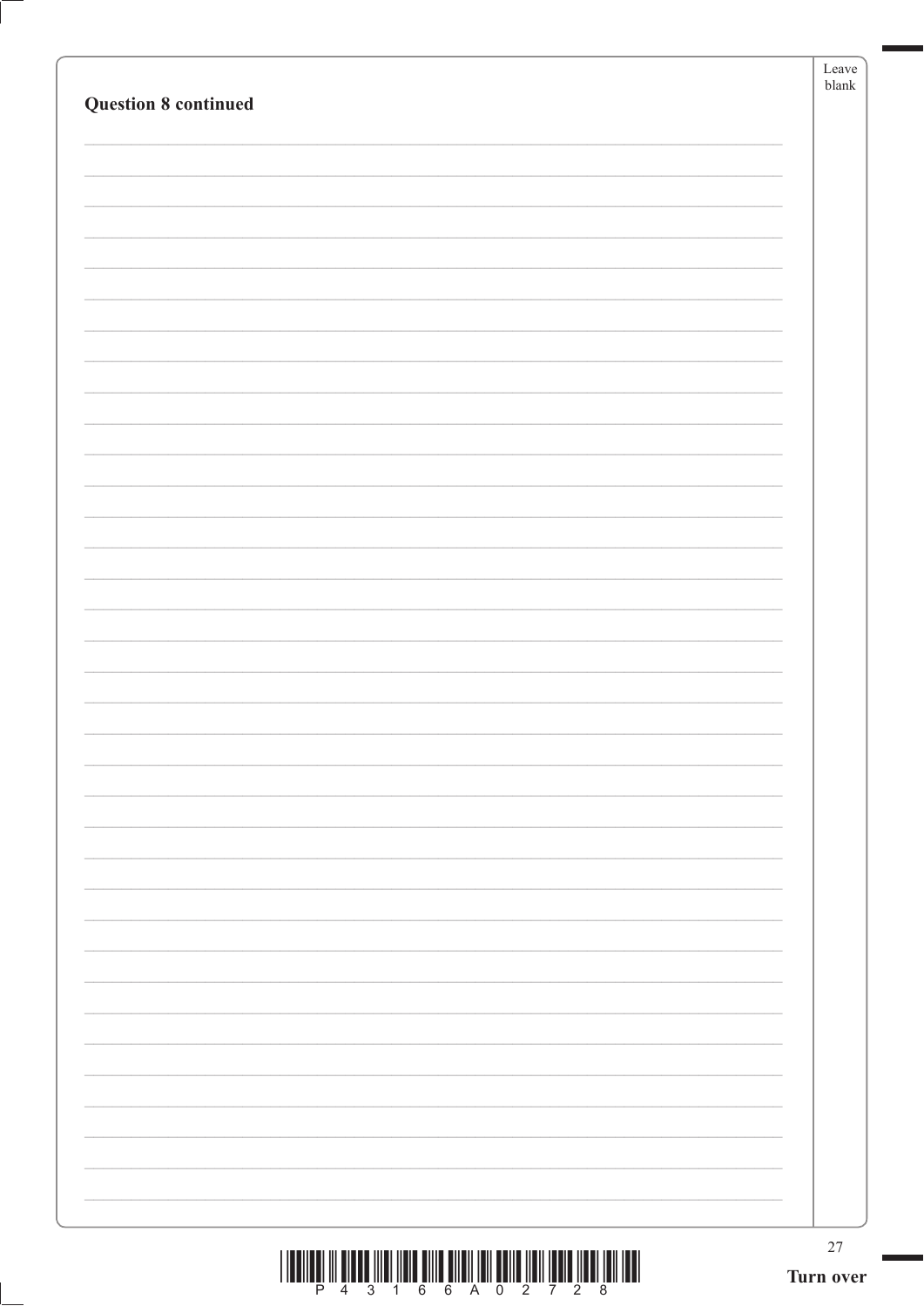**Question 8 continued**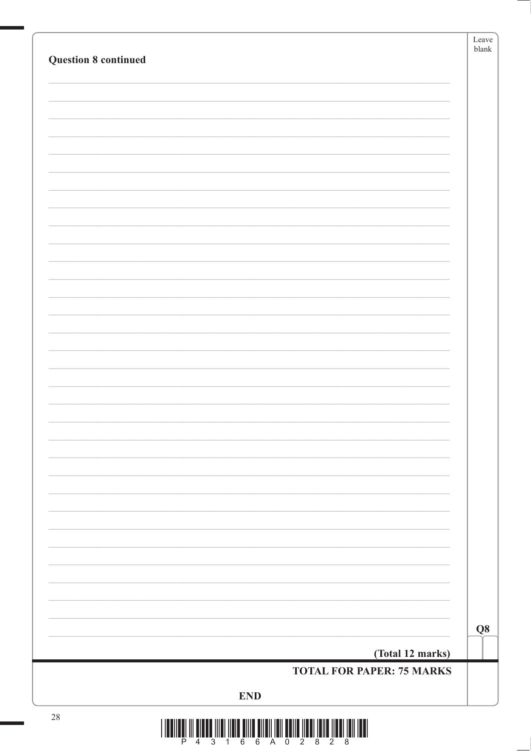**Question 8 continued**

**(Total 12 marks)**

**TOTAL FOR PAPER: 75 MARKS**

**END**